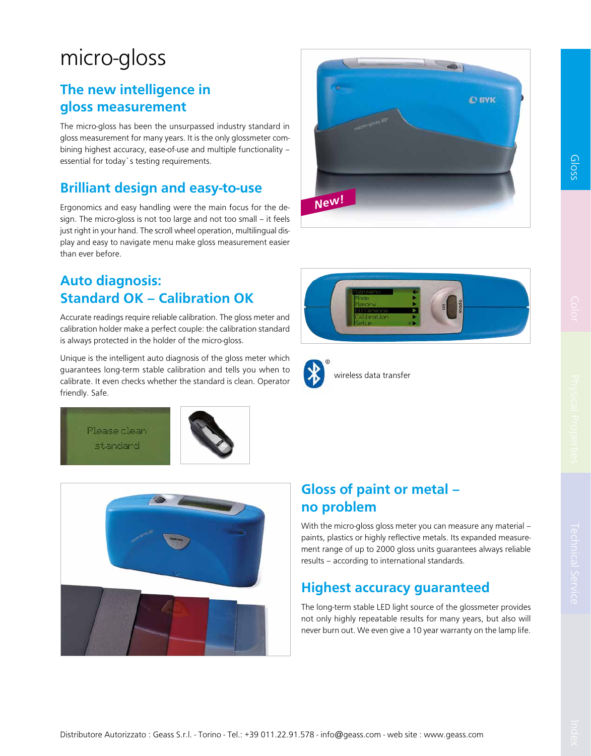# micro-gloss

## The new intelligence in gloss measurement

The micro-gloss has been the unsurpassed industry standard in gloss measurement for many years. It is the only glossmeter combining highest accuracy, ease-of-use and multiple functionality – essential for today`s testing requirements.

## Brilliant design and easy-to-use

Ergonomics and easy handling were the main focus for the design. The micro-gloss is not too large and not too small – it feels just right in your hand. The scroll wheel operation, multilingual display and easy to navigate menu make gloss measurement easier than ever before.

## Auto diagnosis: Standard OK – Calibration OK

Accurate readings require reliable calibration. The gloss meter and calibration holder make a perfect couple: the calibration standard is always protected in the holder of the micro-gloss.

Unique is the intelligent auto diagnosis of the gloss meter which guarantees long-term stable calibration and tells you when to calibrate. It even checks whether the standard is clean. Operator friendly. Safe.

wireless data transfer

## Gloss of paint or metal – no problem

With the micro-gloss gloss meter you can measure any material – paints, plastics or highly reflective metals. Its expanded measurement range of up to 2000 gloss units guarantees always reliable results – according to international standards.

## Highest accuracy guaranteed

The long-term stable LED light source of the glossmeter provides not only highly repeatable results for many years, but also will never burn out. We even give a 10 year warranty on the lamp life.

Distributore Autorizzato : Geass S.r.l. - Torino - Tel.: +39 011.22.91.578 - info@geass.com - web site : www.geass.com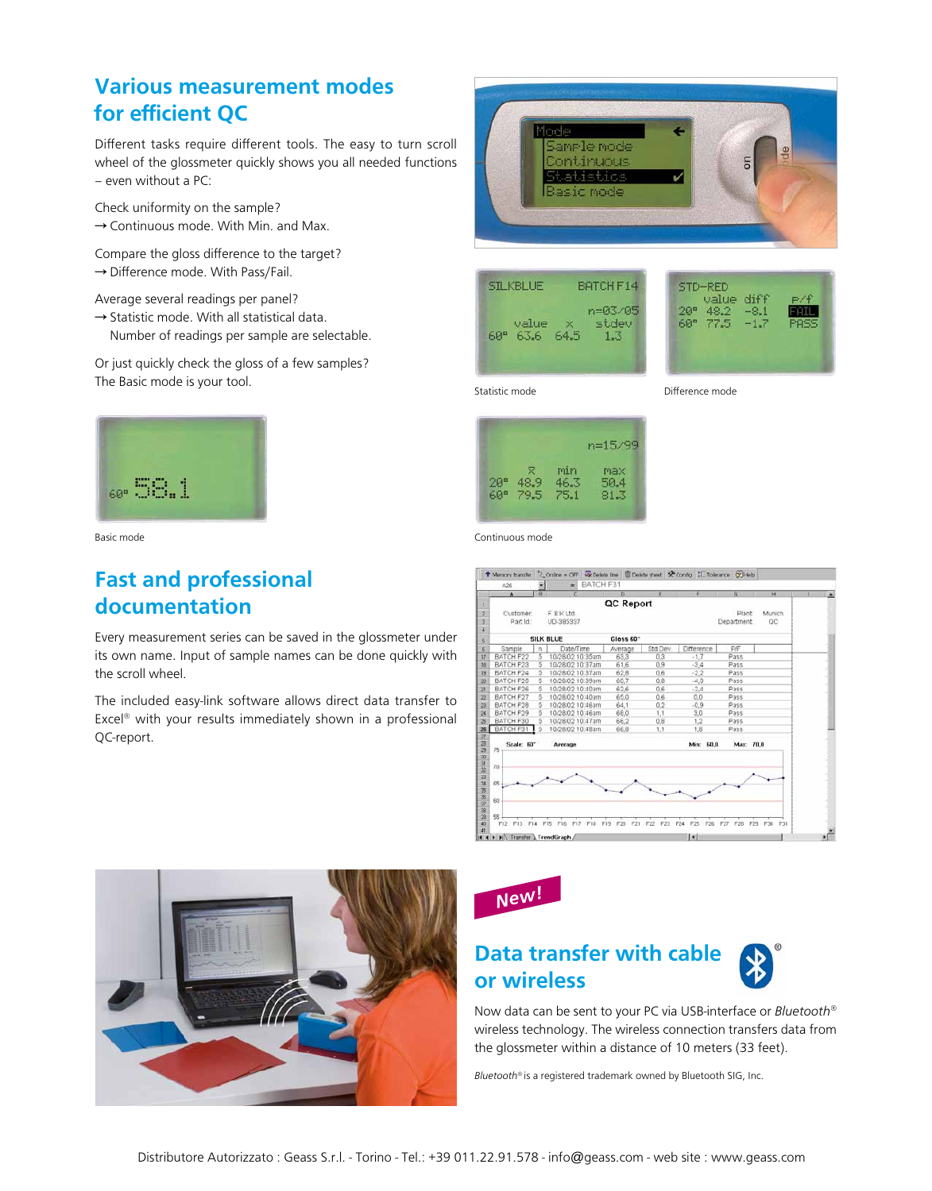## Various measurement modes for efficient QC

Different tasks require different tools. The easy to turn scroll wheel of the glossmeter quickly shows you all needed functions – even without a PC:

Check uniformity on the sample?
→ Continuous mode. With Min. and Max.

Compare the gloss difference to the target?
→ Difference mode. With Pass/Fail.

Average several readings per panel?
→ Statistic mode. With all statistical data.
Number of readings per sample are selectable.

Or just quickly check the gloss of a few samples?
The Basic mode is your tool.

Basic mode

Statistic mode

Difference mode

Continuous mode

## Fast and professional documentation

Every measurement series can be saved in the glossmeter under its own name. Input of sample names can be done quickly with the scroll wheel.

The included easy-link software allows direct data transfer to Excel® with your results immediately shown in a professional QC-report.

**New!**

## Data transfer with cable or wireless

Now data can be sent to your PC via USB-interface or *Bluetooth*® wireless technology. The wireless connection transfers data from the glossmeter within a distance of 10 meters (33 feet).

*Bluetooth*® is a registered trademark owned by Bluetooth SIG, Inc.

Distributore Autorizzato : Geass S.r.l. - Torino - Tel.: +39 011.22.91.578 - info@geass.com - web site : www.geass.com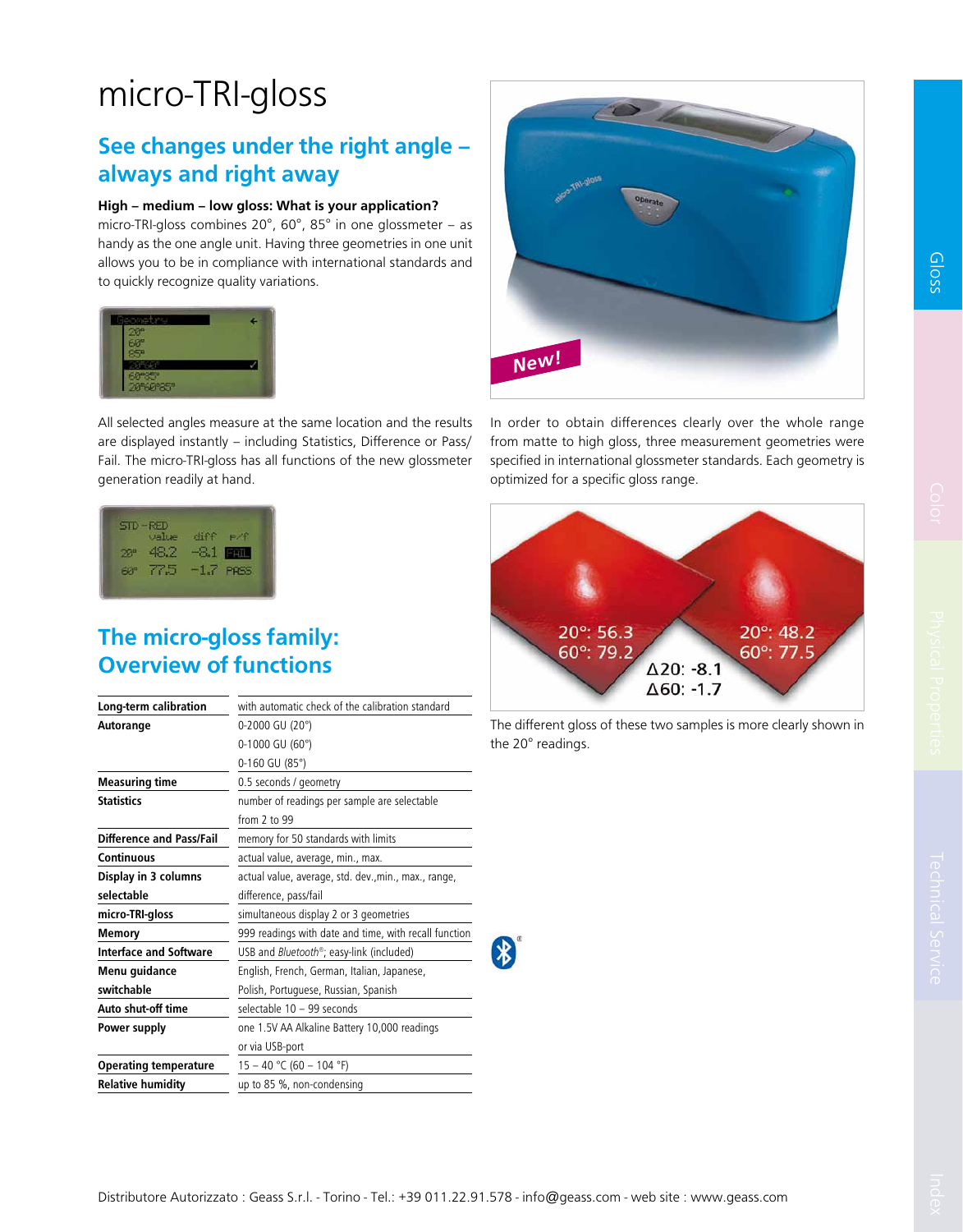# micro-TRI-gloss

## See changes under the right angle – always and right away

**High – medium – low gloss: What is your application?**

micro-TRI-gloss combines 20°, 60°, 85° in one glossmeter – as handy as the one angle unit. Having three geometries in one unit allows you to be in compliance with international standards and to quickly recognize quality variations.

All selected angles measure at the same location and the results are displayed instantly – including Statistics, Difference or Pass/Fail. The micro-TRI-gloss has all functions of the new glossmeter generation readily at hand.

In order to obtain differences clearly over the whole range from matte to high gloss, three measurement geometries were specified in international glossmeter standards. Each geometry is optimized for a specific gloss range.

The different gloss of these two samples is more clearly shown in the 20° readings.

## The micro-gloss family: Overview of functions

| | |
|---|---|
| **Long-term calibration** | with automatic check of the calibration standard |
| **Autorange** | 0-2000 GU (20°)<br>0-1000 GU (60°)<br>0-160 GU (85°) |
| **Measuring time** | 0.5 seconds / geometry |
| **Statistics** | number of readings per sample are selectable from 2 to 99 |
| **Difference and Pass/Fail** | memory for 50 standards with limits |
| **Continuous** | actual value, average, min., max. |
| **Display in 3 columns selectable** | actual value, average, std. dev.,min., max., range, difference, pass/fail |
| **micro-TRI-gloss** | simultaneous display 2 or 3 geometries |
| **Memory** | 999 readings with date and time, with recall function |
| **Interface and Software** | USB and *Bluetooth*®; easy-link (included) |
| **Menu guidance switchable** | English, French, German, Italian, Japanese, Polish, Portuguese, Russian, Spanish |
| **Auto shut-off time** | selectable 10 – 99 seconds |
| **Power supply** | one 1.5V AA Alkaline Battery 10,000 readings or via USB-port |
| **Operating temperature** | 15 – 40 °C (60 – 104 °F) |
| **Relative humidity** | up to 85 %, non-condensing |

Distributore Autorizzato : Geass S.r.l. - Torino - Tel.: +39 011.22.91.578 - info@geass.com - web site : www.geass.com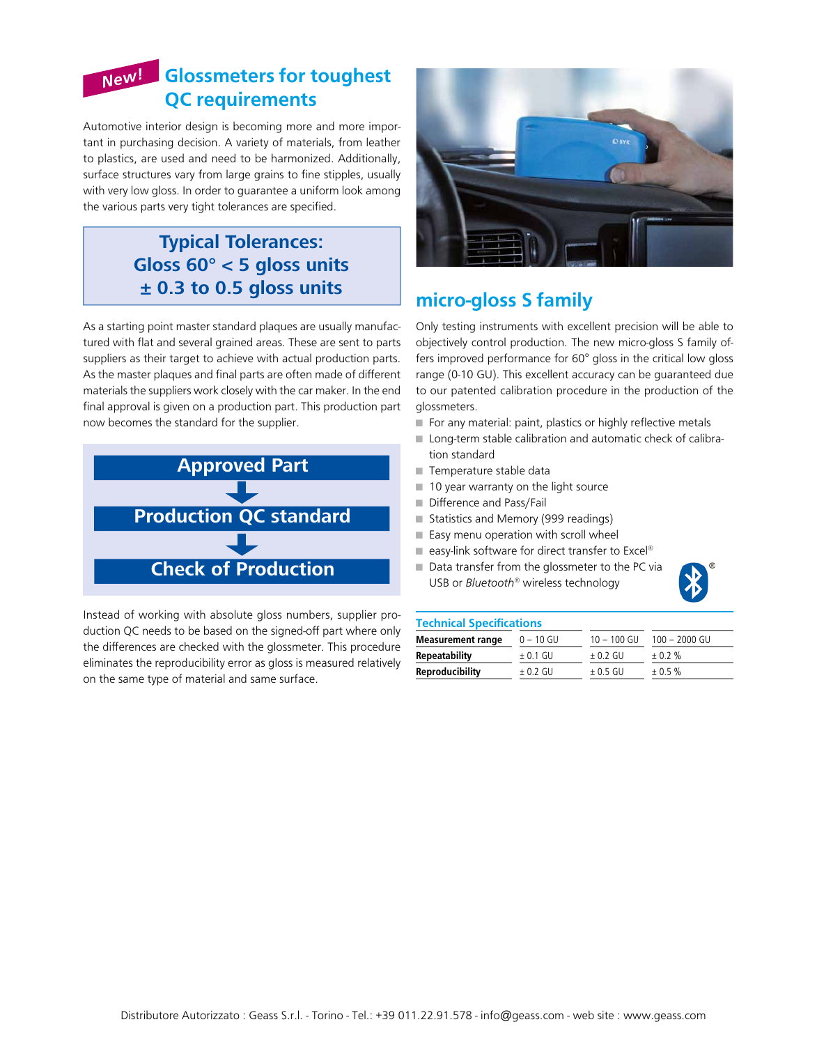New!

## Glossmeters for toughest QC requirements

Automotive interior design is becoming more and more important in purchasing decision. A variety of materials, from leather to plastics, are used and need to be harmonized. Additionally, surface structures vary from large grains to fine stipples, usually with very low gloss. In order to guarantee a uniform look among the various parts very tight tolerances are specified.

**Typical Tolerances:**
**Gloss 60° < 5 gloss units**
**± 0.3 to 0.5 gloss units**

As a starting point master standard plaques are usually manufactured with flat and several grained areas. These are sent to parts suppliers as their target to achieve with actual production parts. As the master plaques and final parts are often made of different materials the suppliers work closely with the car maker. In the end final approval is given on a production part. This production part now becomes the standard for the supplier.

**Approved Part**
↓
**Production QC standard**
↓
**Check of Production**

Instead of working with absolute gloss numbers, supplier production QC needs to be based on the signed-off part where only the differences are checked with the glossmeter. This procedure eliminates the reproducibility error as gloss is measured relatively on the same type of material and same surface.

## micro-gloss S family

Only testing instruments with excellent precision will be able to objectively control production. The new micro-gloss S family offers improved performance for 60° gloss in the critical low gloss range (0-10 GU). This excellent accuracy can be guaranteed due to our patented calibration procedure in the production of the glossmeters.

- For any material: paint, plastics or highly reflective metals
- Long-term stable calibration and automatic check of calibration standard
- Temperature stable data
- 10 year warranty on the light source
- Difference and Pass/Fail
- Statistics and Memory (999 readings)
- Easy menu operation with scroll wheel
- easy-link software for direct transfer to Excel®
- Data transfer from the glossmeter to the PC via USB or *Bluetooth*® wireless technology

### Technical Specifications

| | | | |
|---|---|---|---|
| **Measurement range** | 0 – 10 GU | 10 – 100 GU | 100 – 2000 GU |
| **Repeatability** | ± 0.1 GU | ± 0.2 GU | ± 0.2 % |
| **Reproducibility** | ± 0.2 GU | ± 0.5 GU | ± 0.5 % |

Distributore Autorizzato : Geass S.r.l. - Torino - Tel.: +39 011.22.91.578 - info@geass.com - web site : www.geass.com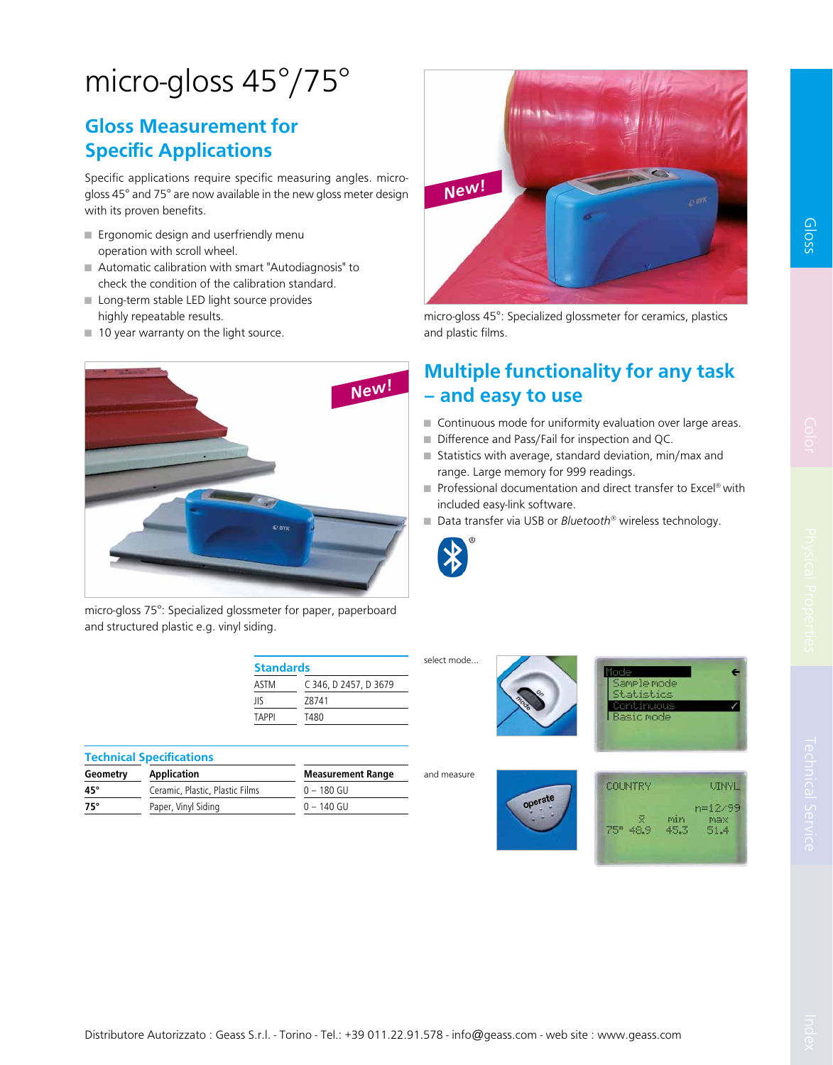# micro-gloss 45°/75°

## Gloss Measurement for Specific Applications

Specific applications require specific measuring angles. micro-gloss 45° and 75° are now available in the new gloss meter design with its proven benefits.

- Ergonomic design and userfriendly menu operation with scroll wheel.
- Automatic calibration with smart "Autodiagnosis" to check the condition of the calibration standard.
- Long-term stable LED light source provides highly repeatable results.
- 10 year warranty on the light source.

micro-gloss 45°: Specialized glossmeter for ceramics, plastics and plastic films.

micro-gloss 75°: Specialized glossmeter for paper, paperboard and structured plastic e.g. vinyl siding.

## Multiple functionality for any task – and easy to use

- Continuous mode for uniformity evaluation over large areas.
- Difference and Pass/Fail for inspection and QC.
- Statistics with average, standard deviation, min/max and range. Large memory for 999 readings.
- Professional documentation and direct transfer to Excel® with included easy-link software.
- Data transfer via USB or *Bluetooth*® wireless technology.

**Standards**

| | |
|---|---|
| ASTM | C 346, D 2457, D 3679 |
| JIS | Z8741 |
| TAPPI | T480 |

**Technical Specifications**

| Geometry | Application | Measurement Range |
|---|---|---|
| **45°** | Ceramic, Plastic, Plastic Films | 0 – 180 GU |
| **75°** | Paper, Vinyl Siding | 0 – 140 GU |

select mode...

and measure

Distributore Autorizzato : Geass S.r.l. - Torino - Tel.: +39 011.22.91.578 - info@geass.com - web site : www.geass.com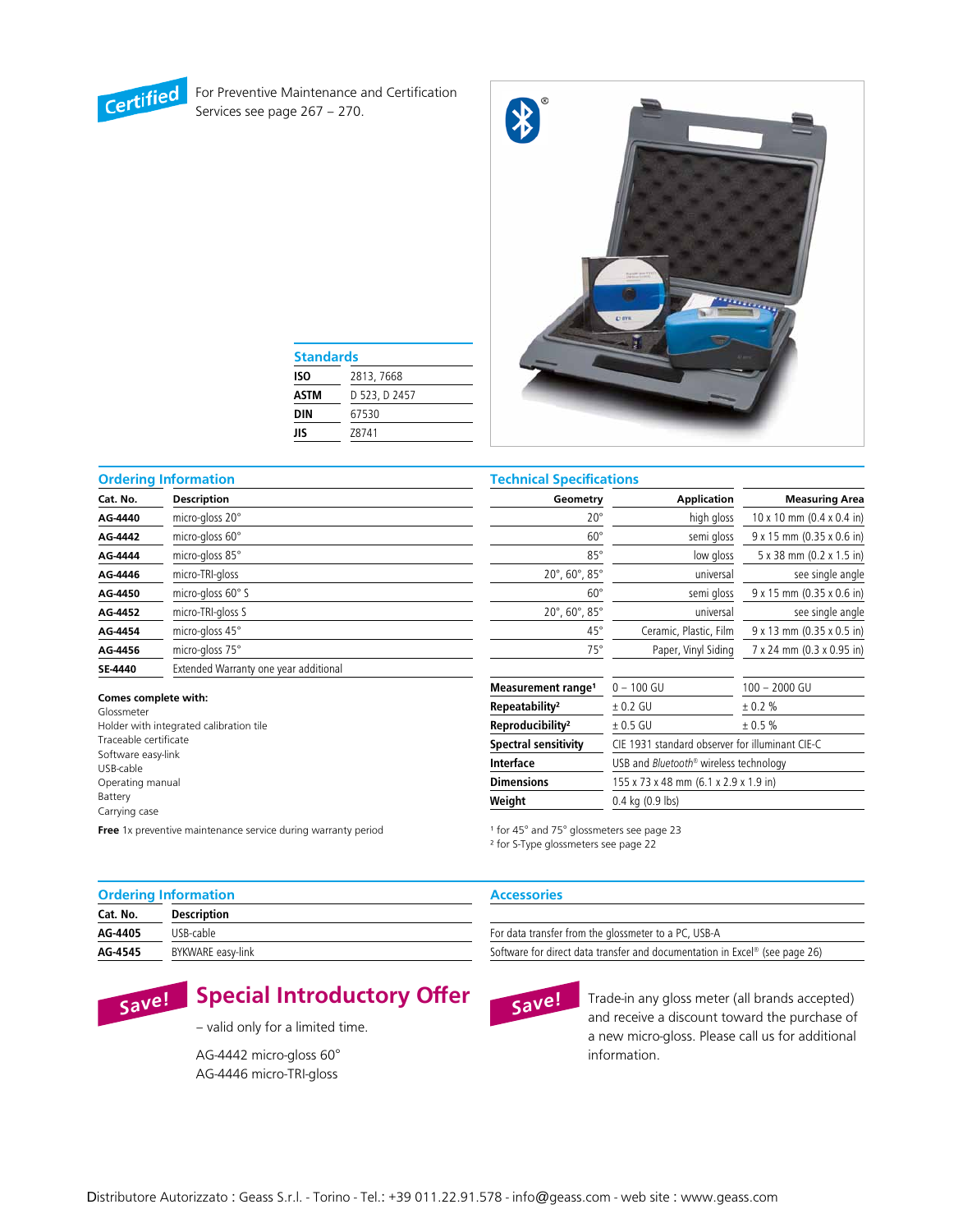Certified For Preventive Maintenance and Certification Services see page 267 – 270.

## Standards

| | |
|---|---|
| **ISO** | 2813, 7668 |
| **ASTM** | D 523, D 2457 |
| **DIN** | 67530 |
| **JIS** | Z8741 |

## Ordering Information

| Cat. No. | Description |
|---|---|
| **AG-4440** | micro-gloss 20° |
| **AG-4442** | micro-gloss 60° |
| **AG-4444** | micro-gloss 85° |
| **AG-4446** | micro-TRI-gloss |
| **AG-4450** | micro-gloss 60° S |
| **AG-4452** | micro-TRI-gloss S |
| **AG-4454** | micro-gloss 45° |
| **AG-4456** | micro-gloss 75° |
| **SE-4440** | Extended Warranty one year additional |

**Comes complete with:**
Glossmeter
Holder with integrated calibration tile
Traceable certificate
Software easy-link
USB-cable
Operating manual
Battery
Carrying case

**Free** 1x preventive maintenance service during warranty period

## Technical Specifications

| Geometry | Application | Measuring Area |
|---|---|---|
| 20° | high gloss | 10 x 10 mm (0.4 x 0.4 in) |
| 60° | semi gloss | 9 x 15 mm (0.35 x 0.6 in) |
| 85° | low gloss | 5 x 38 mm (0.2 x 1.5 in) |
| 20°, 60°, 85° | universal | see single angle |
| 60° | semi gloss | 9 x 15 mm (0.35 x 0.6 in) |
| 20°, 60°, 85° | universal | see single angle |
| 45° | Ceramic, Plastic, Film | 9 x 13 mm (0.35 x 0.5 in) |
| 75° | Paper, Vinyl Siding | 7 x 24 mm (0.3 x 0.95 in) |

| | | |
|---|---|---|
| **Measurement range**[1] | 0 – 100 GU | 100 – 2000 GU |
| **Repeatability**[2] | ± 0.2 GU | ± 0.2 % |
| **Reproducibility**[2] | ± 0.5 GU | ± 0.5 % |
| **Spectral sensitivity** | CIE 1931 standard observer for illuminant CIE-C | |
| **Interface** | USB and *Bluetooth*® wireless technology | |
| **Dimensions** | 155 x 73 x 48 mm (6.1 x 2.9 x 1.9 in) | |
| **Weight** | 0.4 kg (0.9 lbs) | |

[1] for 45° and 75° glossmeters see page 23
[2] for S-Type glossmeters see page 22

## Ordering Information

| Cat. No. | Description |
|---|---|
| **AG-4405** | USB-cable |
| **AG-4545** | BYKWARE easy-link |

## Accessories

For data transfer from the glossmeter to a PC, USB-A
Software for direct data transfer and documentation in Excel® (see page 26)

Save!

## Special Introductory Offer

– valid only for a limited time.

AG-4442 micro-gloss 60°
AG-4446 micro-TRI-gloss

Save!

Trade-in any gloss meter (all brands accepted) and receive a discount toward the purchase of a new micro-gloss. Please call us for additional information.

Distributore Autorizzato : Geass S.r.l. - Torino - Tel.: +39 011.22.91.578 - info@geass.com - web site : www.geass.com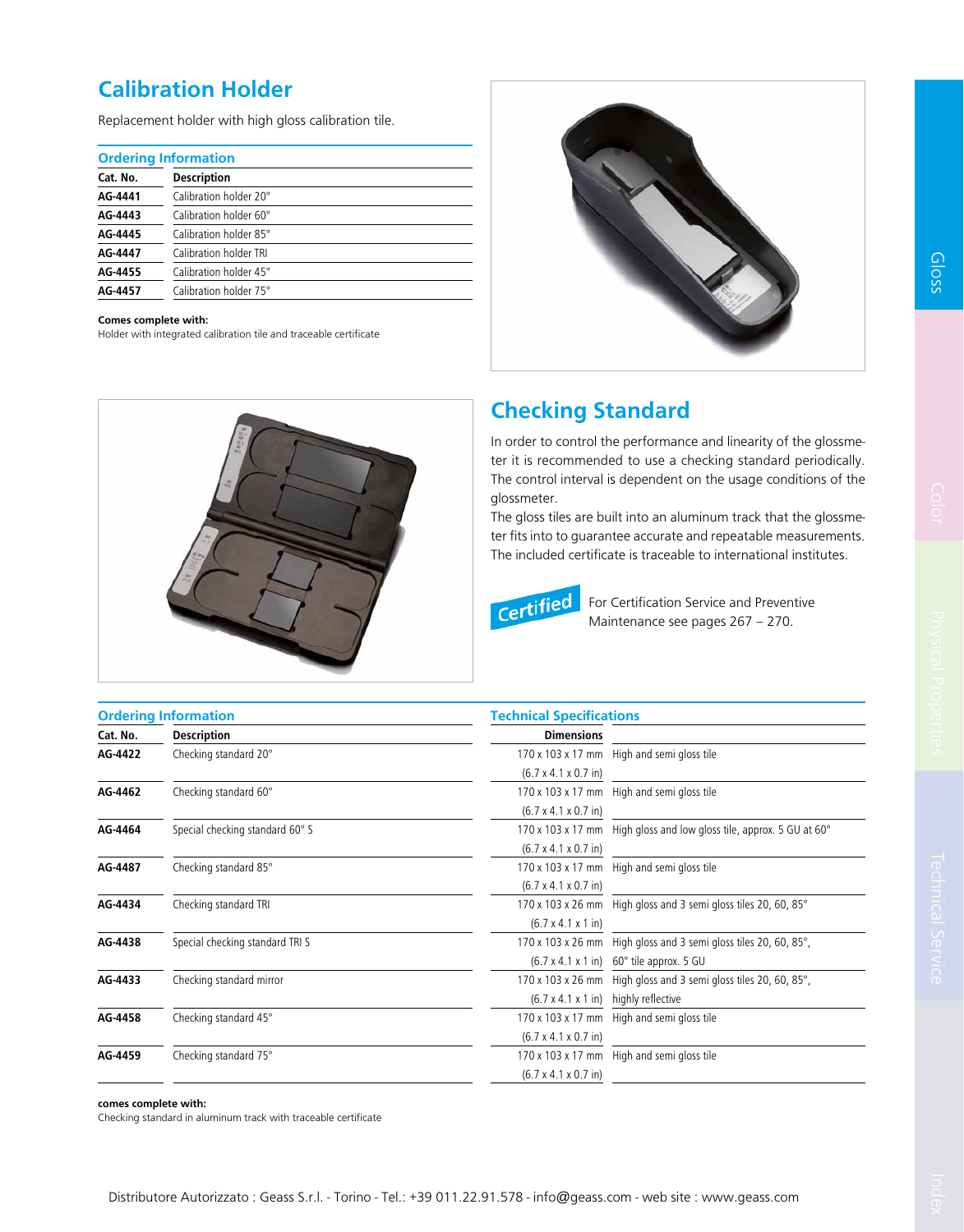## Calibration Holder

Replacement holder with high gloss calibration tile.

### Ordering Information

| Cat. No. | Description |
|---|---|
| AG-4441 | Calibration holder 20° |
| AG-4443 | Calibration holder 60° |
| AG-4445 | Calibration holder 85° |
| AG-4447 | Calibration holder TRI |
| AG-4455 | Calibration holder 45° |
| AG-4457 | Calibration holder 75° |

**Comes complete with:**
Holder with integrated calibration tile and traceable certificate

## Checking Standard

In order to control the performance and linearity of the glossmeter it is recommended to use a checking standard periodically. The control interval is dependent on the usage conditions of the glossmeter.
The gloss tiles are built into an aluminum track that the glossmeter fits into to guarantee accurate and repeatable measurements. The included certificate is traceable to international institutes.

Certified — For Certification Service and Preventive Maintenance see pages 267 – 270.

### Ordering Information / Technical Specifications

| Cat. No. | Description | Dimensions | |
|---|---|---|---|
| AG-4422 | Checking standard 20° | 170 x 103 x 17 mm (6.7 x 4.1 x 0.7 in) | High and semi gloss tile |
| AG-4462 | Checking standard 60° | 170 x 103 x 17 mm (6.7 x 4.1 x 0.7 in) | High and semi gloss tile |
| AG-4464 | Special checking standard 60° S | 170 x 103 x 17 mm (6.7 x 4.1 x 0.7 in) | High gloss and low gloss tile, approx. 5 GU at 60° |
| AG-4487 | Checking standard 85° | 170 x 103 x 17 mm (6.7 x 4.1 x 0.7 in) | High and semi gloss tile |
| AG-4434 | Checking standard TRI | 170 x 103 x 26 mm (6.7 x 4.1 x 1 in) | High gloss and 3 semi gloss tiles 20, 60, 85° |
| AG-4438 | Special checking standard TRI S | 170 x 103 x 26 mm (6.7 x 4.1 x 1 in) | High gloss and 3 semi gloss tiles 20, 60, 85°, 60° tile approx. 5 GU |
| AG-4433 | Checking standard mirror | 170 x 103 x 26 mm (6.7 x 4.1 x 1 in) | High gloss and 3 semi gloss tiles 20, 60, 85°, highly reflective |
| AG-4458 | Checking standard 45° | 170 x 103 x 17 mm (6.7 x 4.1 x 0.7 in) | High and semi gloss tile |
| AG-4459 | Checking standard 75° | 170 x 103 x 17 mm (6.7 x 4.1 x 0.7 in) | High and semi gloss tile |

**comes complete with:**
Checking standard in aluminum track with traceable certificate

Distributore Autorizzato : Geass S.r.l. - Torino - Tel.: +39 011.22.91.578 - info@geass.com - web site : www.geass.com